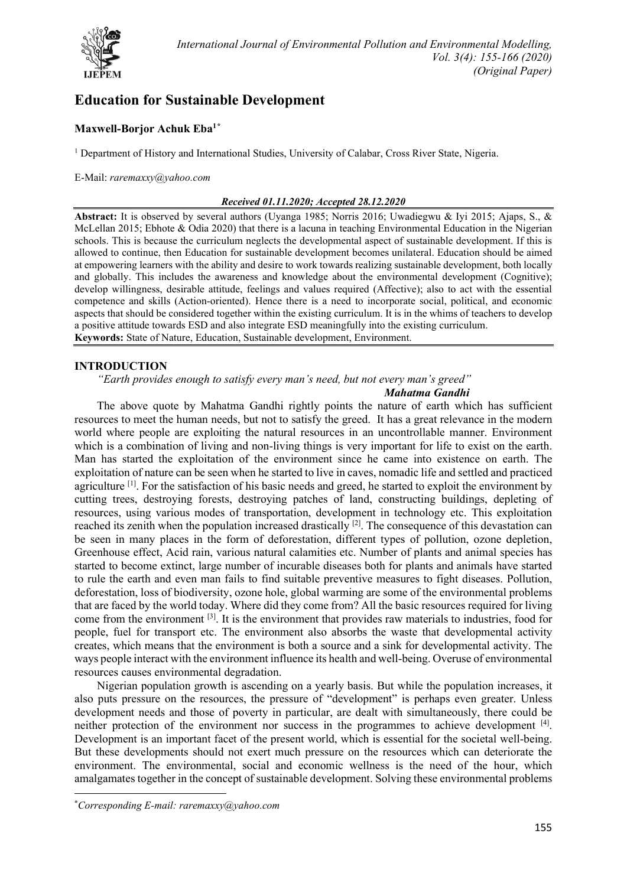# Education for Sustainable Development

**Maxwell-Borjor Achuk Eba**[1*]

[1] Department of History and International Studies, University of Calabar, Cross River State, Nigeria.

E-Mail: *raremaxxy@yahoo.com*

***Received 01.11.2020; Accepted 28.12.2020***

**Abstract:** It is observed by several authors (Uyanga 1985; Norris 2016; Uwadiegwu & Iyi 2015; Ajaps, S., & McLellan 2015; Ebhote & Odia 2020) that there is a lacuna in teaching Environmental Education in the Nigerian schools. This is because the curriculum neglects the developmental aspect of sustainable development. If this is allowed to continue, then Education for sustainable development becomes unilateral. Education should be aimed at empowering learners with the ability and desire to work towards realizing sustainable development, both locally and globally. This includes the awareness and knowledge about the environmental development (Cognitive); develop willingness, desirable attitude, feelings and values required (Affective); also to act with the essential competence and skills (Action-oriented). Hence there is a need to incorporate social, political, and economic aspects that should be considered together within the existing curriculum. It is in the whims of teachers to develop a positive attitude towards ESD and also integrate ESD meaningfully into the existing curriculum.

**Keywords:** State of Nature, Education, Sustainable development, Environment.

## INTRODUCTION

*"Earth provides enough to satisfy every man's need, but not every man's greed"*

***Mahatma Gandhi***

The above quote by Mahatma Gandhi rightly points the nature of earth which has sufficient resources to meet the human needs, but not to satisfy the greed. It has a great relevance in the modern world where people are exploiting the natural resources in an uncontrollable manner. Environment which is a combination of living and non-living things is very important for life to exist on the earth. Man has started the exploitation of the environment since he came into existence on earth. The exploitation of nature can be seen when he started to live in caves, nomadic life and settled and practiced agriculture [1]. For the satisfaction of his basic needs and greed, he started to exploit the environment by cutting trees, destroying forests, destroying patches of land, constructing buildings, depleting of resources, using various modes of transportation, development in technology etc. This exploitation reached its zenith when the population increased drastically [2]. The consequence of this devastation can be seen in many places in the form of deforestation, different types of pollution, ozone depletion, Greenhouse effect, Acid rain, various natural calamities etc. Number of plants and animal species has started to become extinct, large number of incurable diseases both for plants and animals have started to rule the earth and even man fails to find suitable preventive measures to fight diseases. Pollution, deforestation, loss of biodiversity, ozone hole, global warming are some of the environmental problems that are faced by the world today. Where did they come from? All the basic resources required for living come from the environment [3]. It is the environment that provides raw materials to industries, food for people, fuel for transport etc. The environment also absorbs the waste that developmental activity creates, which means that the environment is both a source and a sink for developmental activity. The ways people interact with the environment influence its health and well-being. Overuse of environmental resources causes environmental degradation.

Nigerian population growth is ascending on a yearly basis. But while the population increases, it also puts pressure on the resources, the pressure of "development" is perhaps even greater. Unless development needs and those of poverty in particular, are dealt with simultaneously, there could be neither protection of the environment nor success in the programmes to achieve development [4]. Development is an important facet of the present world, which is essential for the societal well-being. But these developments should not exert much pressure on the resources which can deteriorate the environment. The environmental, social and economic wellness is the need of the hour, which amalgamates together in the concept of sustainable development. Solving these environmental problems

*Corresponding E-mail: *raremaxxy@yahoo.com*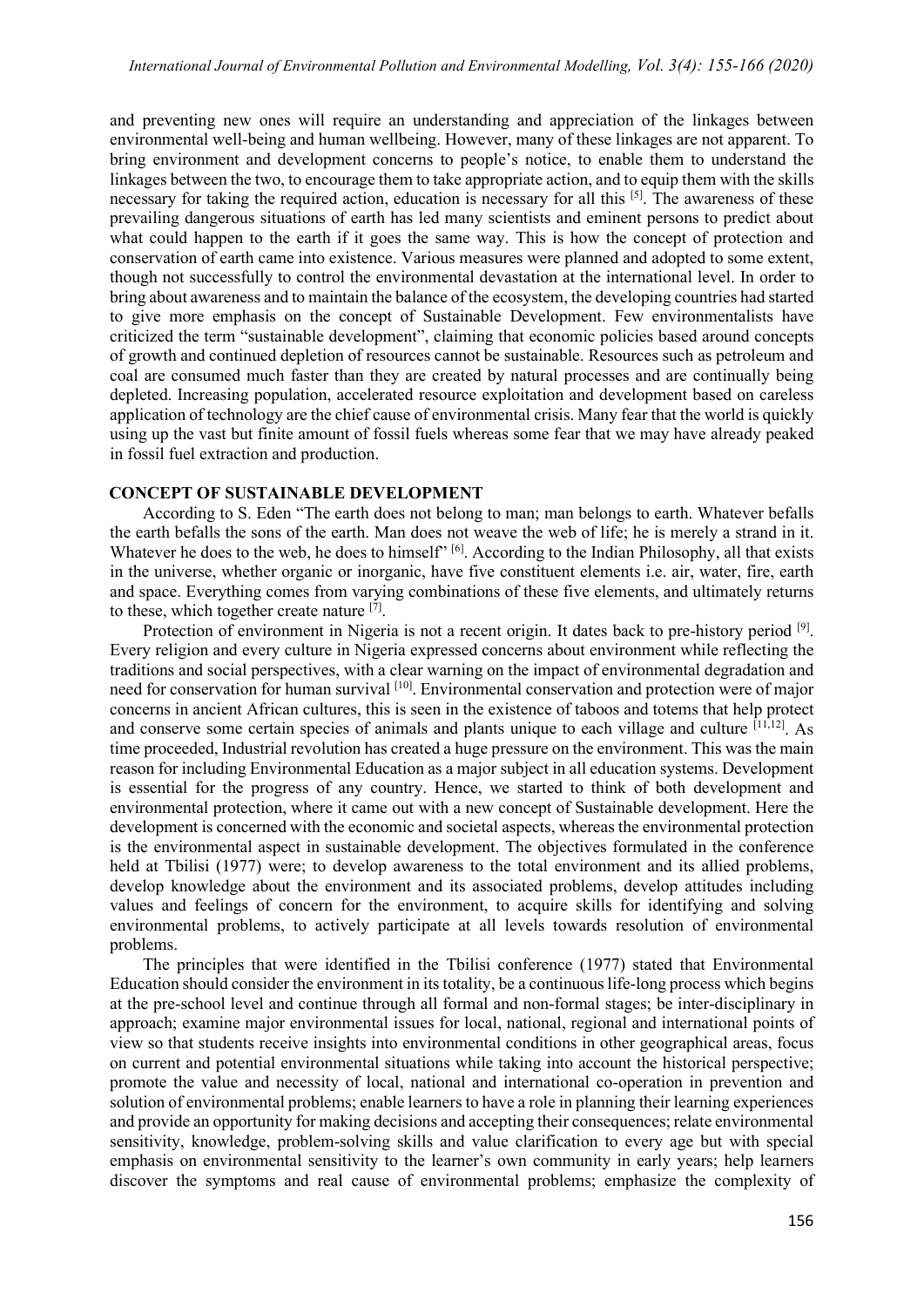and preventing new ones will require an understanding and appreciation of the linkages between environmental well-being and human wellbeing. However, many of these linkages are not apparent. To bring environment and development concerns to people's notice, to enable them to understand the linkages between the two, to encourage them to take appropriate action, and to equip them with the skills necessary for taking the required action, education is necessary for all this [5]. The awareness of these prevailing dangerous situations of earth has led many scientists and eminent persons to predict about what could happen to the earth if it goes the same way. This is how the concept of protection and conservation of earth came into existence. Various measures were planned and adopted to some extent, though not successfully to control the environmental devastation at the international level. In order to bring about awareness and to maintain the balance of the ecosystem, the developing countries had started to give more emphasis on the concept of Sustainable Development. Few environmentalists have criticized the term "sustainable development", claiming that economic policies based around concepts of growth and continued depletion of resources cannot be sustainable. Resources such as petroleum and coal are consumed much faster than they are created by natural processes and are continually being depleted. Increasing population, accelerated resource exploitation and development based on careless application of technology are the chief cause of environmental crisis. Many fear that the world is quickly using up the vast but finite amount of fossil fuels whereas some fear that we may have already peaked in fossil fuel extraction and production.

## CONCEPT OF SUSTAINABLE DEVELOPMENT

According to S. Eden "The earth does not belong to man; man belongs to earth. Whatever befalls the earth befalls the sons of the earth. Man does not weave the web of life; he is merely a strand in it. Whatever he does to the web, he does to himself" [6]. According to the Indian Philosophy, all that exists in the universe, whether organic or inorganic, have five constituent elements i.e. air, water, fire, earth and space. Everything comes from varying combinations of these five elements, and ultimately returns to these, which together create nature [7].

Protection of environment in Nigeria is not a recent origin. It dates back to pre-history period [9]. Every religion and every culture in Nigeria expressed concerns about environment while reflecting the traditions and social perspectives, with a clear warning on the impact of environmental degradation and need for conservation for human survival [10]. Environmental conservation and protection were of major concerns in ancient African cultures, this is seen in the existence of taboos and totems that help protect and conserve some certain species of animals and plants unique to each village and culture [11,12]. As time proceeded, Industrial revolution has created a huge pressure on the environment. This was the main reason for including Environmental Education as a major subject in all education systems. Development is essential for the progress of any country. Hence, we started to think of both development and environmental protection, where it came out with a new concept of Sustainable development. Here the development is concerned with the economic and societal aspects, whereas the environmental protection is the environmental aspect in sustainable development. The objectives formulated in the conference held at Tbilisi (1977) were; to develop awareness to the total environment and its allied problems, develop knowledge about the environment and its associated problems, develop attitudes including values and feelings of concern for the environment, to acquire skills for identifying and solving environmental problems, to actively participate at all levels towards resolution of environmental problems.

The principles that were identified in the Tbilisi conference (1977) stated that Environmental Education should consider the environment in its totality, be a continuous life-long process which begins at the pre-school level and continue through all formal and non-formal stages; be inter-disciplinary in approach; examine major environmental issues for local, national, regional and international points of view so that students receive insights into environmental conditions in other geographical areas, focus on current and potential environmental situations while taking into account the historical perspective; promote the value and necessity of local, national and international co-operation in prevention and solution of environmental problems; enable learners to have a role in planning their learning experiences and provide an opportunity for making decisions and accepting their consequences; relate environmental sensitivity, knowledge, problem-solving skills and value clarification to every age but with special emphasis on environmental sensitivity to the learner's own community in early years; help learners discover the symptoms and real cause of environmental problems; emphasize the complexity of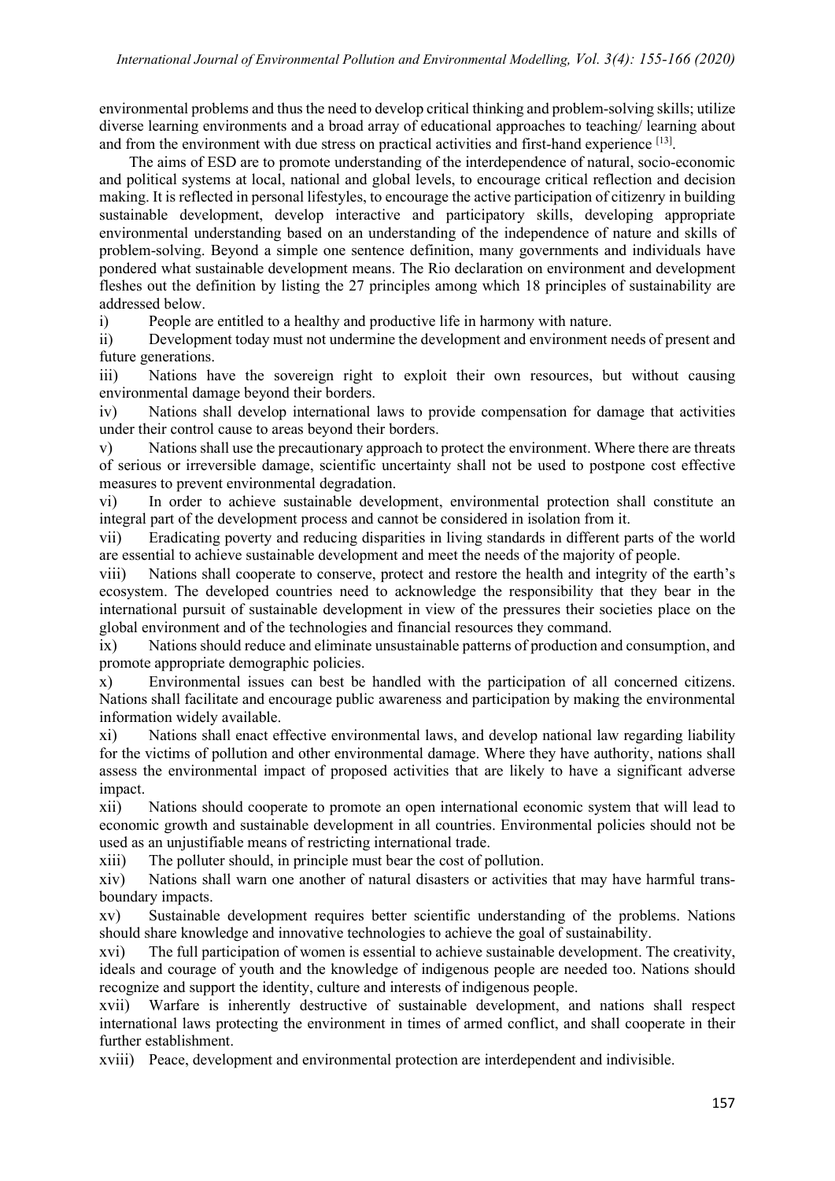environmental problems and thus the need to develop critical thinking and problem-solving skills; utilize diverse learning environments and a broad array of educational approaches to teaching/ learning about and from the environment with due stress on practical activities and first-hand experience [13].

The aims of ESD are to promote understanding of the interdependence of natural, socio-economic and political systems at local, national and global levels, to encourage critical reflection and decision making. It is reflected in personal lifestyles, to encourage the active participation of citizenry in building sustainable development, develop interactive and participatory skills, developing appropriate environmental understanding based on an understanding of the independence of nature and skills of problem-solving. Beyond a simple one sentence definition, many governments and individuals have pondered what sustainable development means. The Rio declaration on environment and development fleshes out the definition by listing the 27 principles among which 18 principles of sustainability are addressed below.

i) People are entitled to a healthy and productive life in harmony with nature.

ii) Development today must not undermine the development and environment needs of present and future generations.

iii) Nations have the sovereign right to exploit their own resources, but without causing environmental damage beyond their borders.

iv) Nations shall develop international laws to provide compensation for damage that activities under their control cause to areas beyond their borders.

v) Nations shall use the precautionary approach to protect the environment. Where there are threats of serious or irreversible damage, scientific uncertainty shall not be used to postpone cost effective measures to prevent environmental degradation.

vi) In order to achieve sustainable development, environmental protection shall constitute an integral part of the development process and cannot be considered in isolation from it.

vii) Eradicating poverty and reducing disparities in living standards in different parts of the world are essential to achieve sustainable development and meet the needs of the majority of people.

viii) Nations shall cooperate to conserve, protect and restore the health and integrity of the earth's ecosystem. The developed countries need to acknowledge the responsibility that they bear in the international pursuit of sustainable development in view of the pressures their societies place on the global environment and of the technologies and financial resources they command.

ix) Nations should reduce and eliminate unsustainable patterns of production and consumption, and promote appropriate demographic policies.

x) Environmental issues can best be handled with the participation of all concerned citizens. Nations shall facilitate and encourage public awareness and participation by making the environmental information widely available.

xi) Nations shall enact effective environmental laws, and develop national law regarding liability for the victims of pollution and other environmental damage. Where they have authority, nations shall assess the environmental impact of proposed activities that are likely to have a significant adverse impact.

xii) Nations should cooperate to promote an open international economic system that will lead to economic growth and sustainable development in all countries. Environmental policies should not be used as an unjustifiable means of restricting international trade.

xiii) The polluter should, in principle must bear the cost of pollution.

xiv) Nations shall warn one another of natural disasters or activities that may have harmful trans-boundary impacts.

xv) Sustainable development requires better scientific understanding of the problems. Nations should share knowledge and innovative technologies to achieve the goal of sustainability.

xvi) The full participation of women is essential to achieve sustainable development. The creativity, ideals and courage of youth and the knowledge of indigenous people are needed too. Nations should recognize and support the identity, culture and interests of indigenous people.

xvii) Warfare is inherently destructive of sustainable development, and nations shall respect international laws protecting the environment in times of armed conflict, and shall cooperate in their further establishment.

xviii) Peace, development and environmental protection are interdependent and indivisible.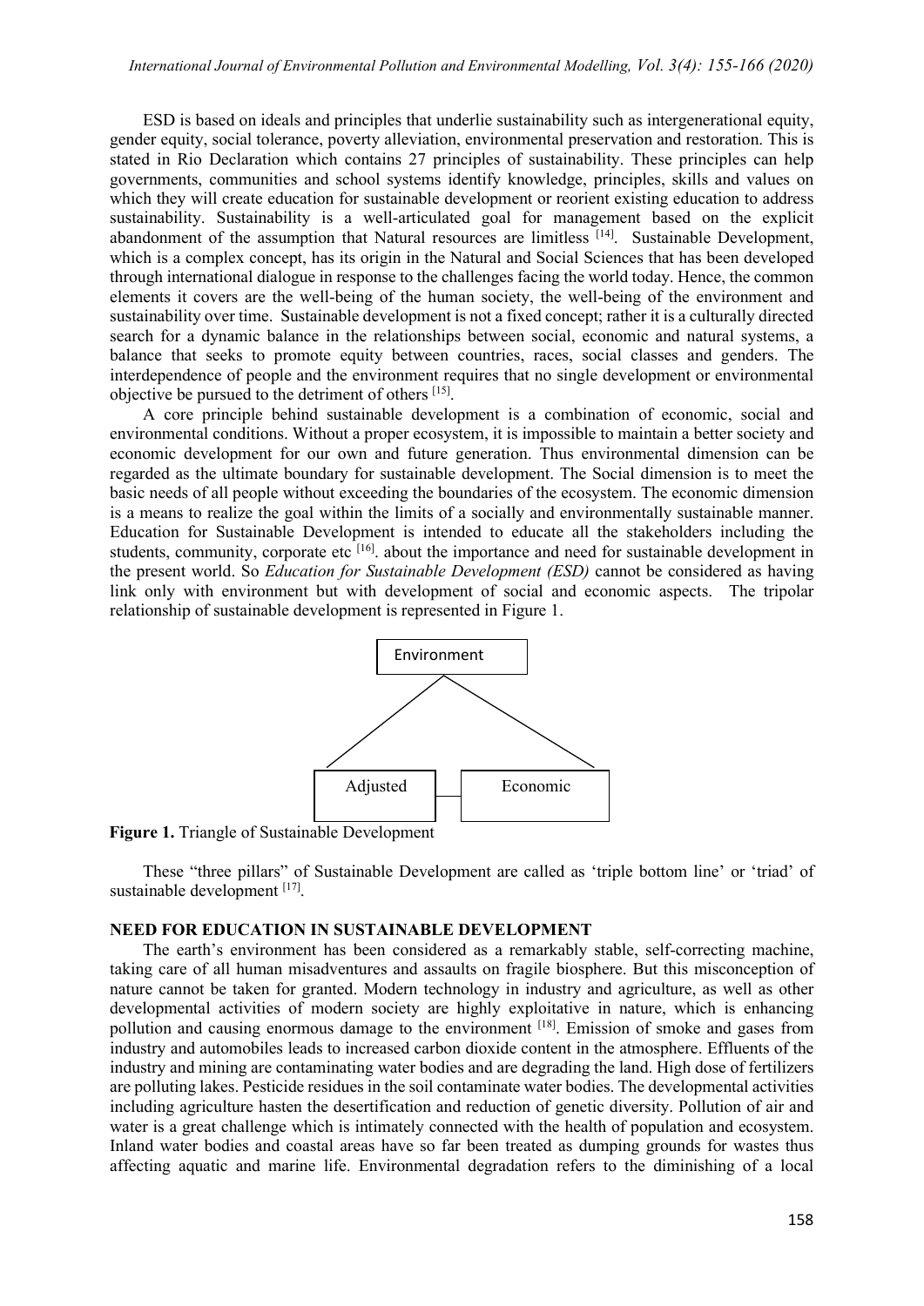ESD is based on ideals and principles that underlie sustainability such as intergenerational equity, gender equity, social tolerance, poverty alleviation, environmental preservation and restoration. This is stated in Rio Declaration which contains 27 principles of sustainability. These principles can help governments, communities and school systems identify knowledge, principles, skills and values on which they will create education for sustainable development or reorient existing education to address sustainability. Sustainability is a well-articulated goal for management based on the explicit abandonment of the assumption that Natural resources are limitless [14]. Sustainable Development, which is a complex concept, has its origin in the Natural and Social Sciences that has been developed through international dialogue in response to the challenges facing the world today. Hence, the common elements it covers are the well-being of the human society, the well-being of the environment and sustainability over time. Sustainable development is not a fixed concept; rather it is a culturally directed search for a dynamic balance in the relationships between social, economic and natural systems, a balance that seeks to promote equity between countries, races, social classes and genders. The interdependence of people and the environment requires that no single development or environmental objective be pursued to the detriment of others [15].

A core principle behind sustainable development is a combination of economic, social and environmental conditions. Without a proper ecosystem, it is impossible to maintain a better society and economic development for our own and future generation. Thus environmental dimension can be regarded as the ultimate boundary for sustainable development. The Social dimension is to meet the basic needs of all people without exceeding the boundaries of the ecosystem. The economic dimension is a means to realize the goal within the limits of a socially and environmentally sustainable manner. Education for Sustainable Development is intended to educate all the stakeholders including the students, community, corporate etc [16]. about the importance and need for sustainable development in the present world. So *Education for Sustainable Development (ESD)* cannot be considered as having link only with environment but with development of social and economic aspects. The tripolar relationship of sustainable development is represented in Figure 1.

Environment

Adjusted

Economic

**Figure 1.** Triangle of Sustainable Development

These "three pillars" of Sustainable Development are called as 'triple bottom line' or 'triad' of sustainable development [17].

## NEED FOR EDUCATION IN SUSTAINABLE DEVELOPMENT

The earth's environment has been considered as a remarkably stable, self-correcting machine, taking care of all human misadventures and assaults on fragile biosphere. But this misconception of nature cannot be taken for granted. Modern technology in industry and agriculture, as well as other developmental activities of modern society are highly exploitative in nature, which is enhancing pollution and causing enormous damage to the environment [18]. Emission of smoke and gases from industry and automobiles leads to increased carbon dioxide content in the atmosphere. Effluents of the industry and mining are contaminating water bodies and are degrading the land. High dose of fertilizers are polluting lakes. Pesticide residues in the soil contaminate water bodies. The developmental activities including agriculture hasten the desertification and reduction of genetic diversity. Pollution of air and water is a great challenge which is intimately connected with the health of population and ecosystem. Inland water bodies and coastal areas have so far been treated as dumping grounds for wastes thus affecting aquatic and marine life. Environmental degradation refers to the diminishing of a local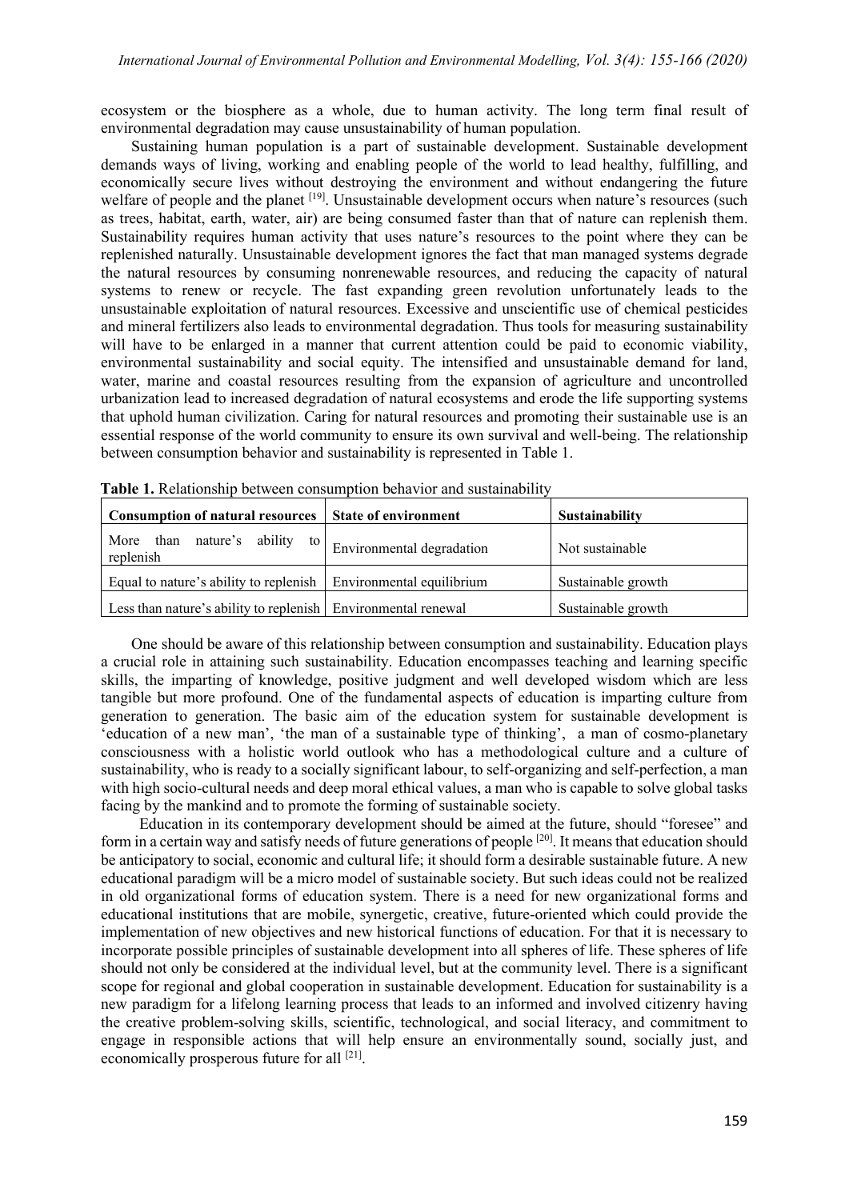ecosystem or the biosphere as a whole, due to human activity. The long term final result of environmental degradation may cause unsustainability of human population.

Sustaining human population is a part of sustainable development. Sustainable development demands ways of living, working and enabling people of the world to lead healthy, fulfilling, and economically secure lives without destroying the environment and without endangering the future welfare of people and the planet [19]. Unsustainable development occurs when nature's resources (such as trees, habitat, earth, water, air) are being consumed faster than that of nature can replenish them. Sustainability requires human activity that uses nature's resources to the point where they can be replenished naturally. Unsustainable development ignores the fact that man managed systems degrade the natural resources by consuming nonrenewable resources, and reducing the capacity of natural systems to renew or recycle. The fast expanding green revolution unfortunately leads to the unsustainable exploitation of natural resources. Excessive and unscientific use of chemical pesticides and mineral fertilizers also leads to environmental degradation. Thus tools for measuring sustainability will have to be enlarged in a manner that current attention could be paid to economic viability, environmental sustainability and social equity. The intensified and unsustainable demand for land, water, marine and coastal resources resulting from the expansion of agriculture and uncontrolled urbanization lead to increased degradation of natural ecosystems and erode the life supporting systems that uphold human civilization. Caring for natural resources and promoting their sustainable use is an essential response of the world community to ensure its own survival and well-being. The relationship between consumption behavior and sustainability is represented in Table 1.

**Table 1.** Relationship between consumption behavior and sustainability

| Consumption of natural resources | State of environment | Sustainability |
| --- | --- | --- |
| More than nature's ability to replenish | Environmental degradation | Not sustainable |
| Equal to nature's ability to replenish | Environmental equilibrium | Sustainable growth |
| Less than nature's ability to replenish | Environmental renewal | Sustainable growth |

One should be aware of this relationship between consumption and sustainability. Education plays a crucial role in attaining such sustainability. Education encompasses teaching and learning specific skills, the imparting of knowledge, positive judgment and well developed wisdom which are less tangible but more profound. One of the fundamental aspects of education is imparting culture from generation to generation. The basic aim of the education system for sustainable development is 'education of a new man', 'the man of a sustainable type of thinking', a man of cosmo-planetary consciousness with a holistic world outlook who has a methodological culture and a culture of sustainability, who is ready to a socially significant labour, to self-organizing and self-perfection, a man with high socio-cultural needs and deep moral ethical values, a man who is capable to solve global tasks facing by the mankind and to promote the forming of sustainable society.

Education in its contemporary development should be aimed at the future, should "foresee" and form in a certain way and satisfy needs of future generations of people [20]. It means that education should be anticipatory to social, economic and cultural life; it should form a desirable sustainable future. A new educational paradigm will be a micro model of sustainable society. But such ideas could not be realized in old organizational forms of education system. There is a need for new organizational forms and educational institutions that are mobile, synergetic, creative, future-oriented which could provide the implementation of new objectives and new historical functions of education. For that it is necessary to incorporate possible principles of sustainable development into all spheres of life. These spheres of life should not only be considered at the individual level, but at the community level. There is a significant scope for regional and global cooperation in sustainable development. Education for sustainability is a new paradigm for a lifelong learning process that leads to an informed and involved citizenry having the creative problem-solving skills, scientific, technological, and social literacy, and commitment to engage in responsible actions that will help ensure an environmentally sound, socially just, and economically prosperous future for all [21].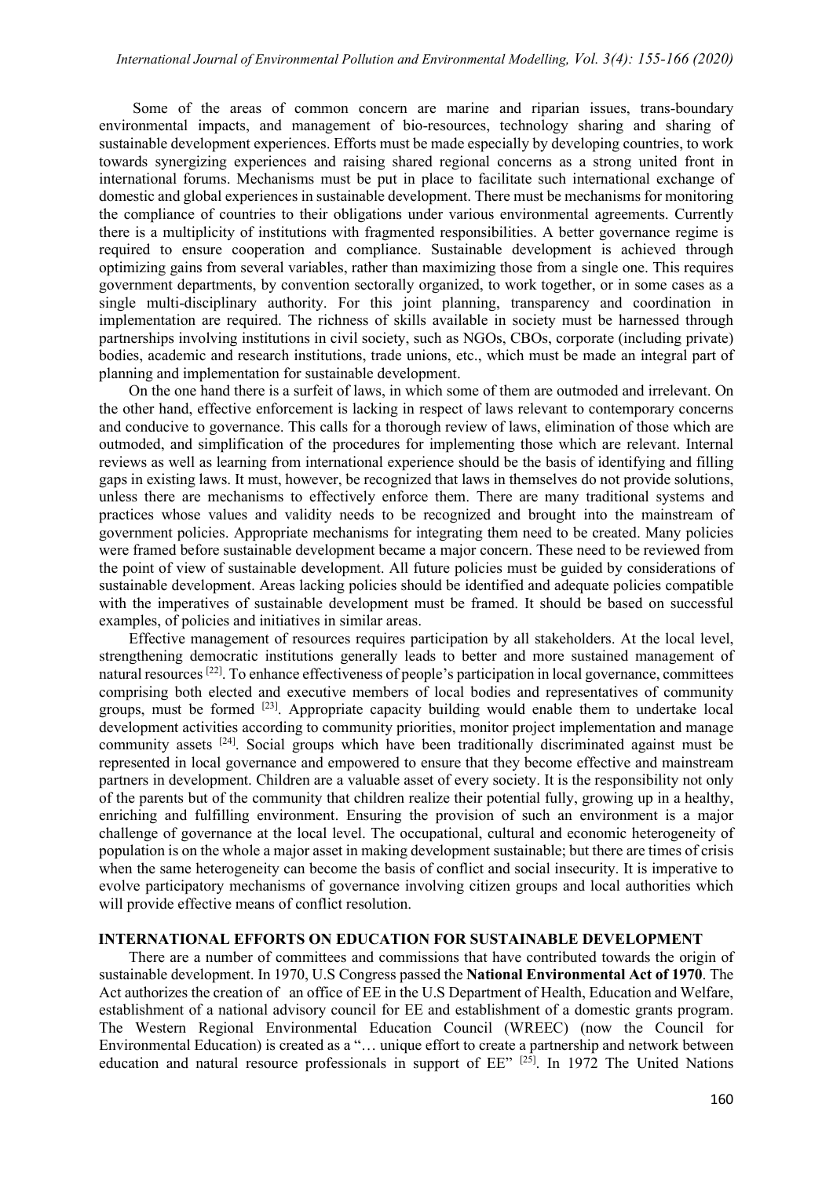Some of the areas of common concern are marine and riparian issues, trans-boundary environmental impacts, and management of bio-resources, technology sharing and sharing of sustainable development experiences. Efforts must be made especially by developing countries, to work towards synergizing experiences and raising shared regional concerns as a strong united front in international forums. Mechanisms must be put in place to facilitate such international exchange of domestic and global experiences in sustainable development. There must be mechanisms for monitoring the compliance of countries to their obligations under various environmental agreements. Currently there is a multiplicity of institutions with fragmented responsibilities. A better governance regime is required to ensure cooperation and compliance. Sustainable development is achieved through optimizing gains from several variables, rather than maximizing those from a single one. This requires government departments, by convention sectorally organized, to work together, or in some cases as a single multi-disciplinary authority. For this joint planning, transparency and coordination in implementation are required. The richness of skills available in society must be harnessed through partnerships involving institutions in civil society, such as NGOs, CBOs, corporate (including private) bodies, academic and research institutions, trade unions, etc., which must be made an integral part of planning and implementation for sustainable development.

On the one hand there is a surfeit of laws, in which some of them are outmoded and irrelevant. On the other hand, effective enforcement is lacking in respect of laws relevant to contemporary concerns and conducive to governance. This calls for a thorough review of laws, elimination of those which are outmoded, and simplification of the procedures for implementing those which are relevant. Internal reviews as well as learning from international experience should be the basis of identifying and filling gaps in existing laws. It must, however, be recognized that laws in themselves do not provide solutions, unless there are mechanisms to effectively enforce them. There are many traditional systems and practices whose values and validity needs to be recognized and brought into the mainstream of government policies. Appropriate mechanisms for integrating them need to be created. Many policies were framed before sustainable development became a major concern. These need to be reviewed from the point of view of sustainable development. All future policies must be guided by considerations of sustainable development. Areas lacking policies should be identified and adequate policies compatible with the imperatives of sustainable development must be framed. It should be based on successful examples, of policies and initiatives in similar areas.

Effective management of resources requires participation by all stakeholders. At the local level, strengthening democratic institutions generally leads to better and more sustained management of natural resources [22]. To enhance effectiveness of people's participation in local governance, committees comprising both elected and executive members of local bodies and representatives of community groups, must be formed [23]. Appropriate capacity building would enable them to undertake local development activities according to community priorities, monitor project implementation and manage community assets [24]. Social groups which have been traditionally discriminated against must be represented in local governance and empowered to ensure that they become effective and mainstream partners in development. Children are a valuable asset of every society. It is the responsibility not only of the parents but of the community that children realize their potential fully, growing up in a healthy, enriching and fulfilling environment. Ensuring the provision of such an environment is a major challenge of governance at the local level. The occupational, cultural and economic heterogeneity of population is on the whole a major asset in making development sustainable; but there are times of crisis when the same heterogeneity can become the basis of conflict and social insecurity. It is imperative to evolve participatory mechanisms of governance involving citizen groups and local authorities which will provide effective means of conflict resolution.

## INTERNATIONAL EFFORTS ON EDUCATION FOR SUSTAINABLE DEVELOPMENT

There are a number of committees and commissions that have contributed towards the origin of sustainable development. In 1970, U.S Congress passed the **National Environmental Act of 1970**. The Act authorizes the creation of an office of EE in the U.S Department of Health, Education and Welfare, establishment of a national advisory council for EE and establishment of a domestic grants program. The Western Regional Environmental Education Council (WREEC) (now the Council for Environmental Education) is created as a "… unique effort to create a partnership and network between education and natural resource professionals in support of EE" [25]. In 1972 The United Nations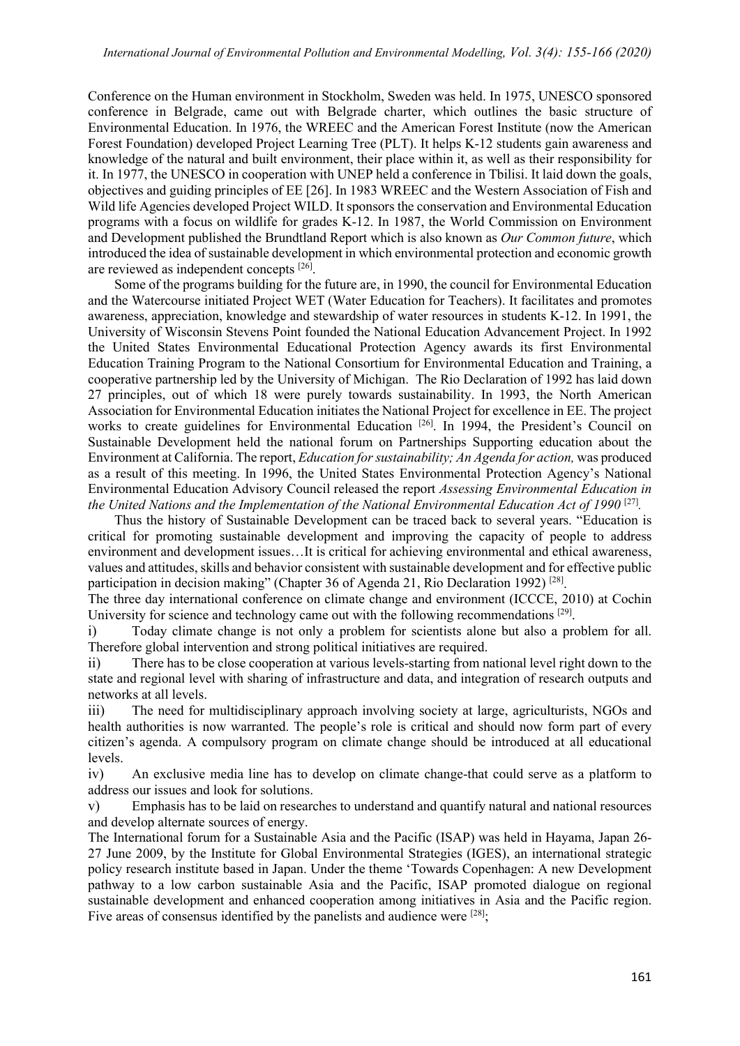Conference on the Human environment in Stockholm, Sweden was held. In 1975, UNESCO sponsored conference in Belgrade, came out with Belgrade charter, which outlines the basic structure of Environmental Education. In 1976, the WREEC and the American Forest Institute (now the American Forest Foundation) developed Project Learning Tree (PLT). It helps K-12 students gain awareness and knowledge of the natural and built environment, their place within it, as well as their responsibility for it. In 1977, the UNESCO in cooperation with UNEP held a conference in Tbilisi. It laid down the goals, objectives and guiding principles of EE [26]. In 1983 WREEC and the Western Association of Fish and Wild life Agencies developed Project WILD. It sponsors the conservation and Environmental Education programs with a focus on wildlife for grades K-12. In 1987, the World Commission on Environment and Development published the Brundtland Report which is also known as *Our Common future*, which introduced the idea of sustainable development in which environmental protection and economic growth are reviewed as independent concepts [26].

Some of the programs building for the future are, in 1990, the council for Environmental Education and the Watercourse initiated Project WET (Water Education for Teachers). It facilitates and promotes awareness, appreciation, knowledge and stewardship of water resources in students K-12. In 1991, the University of Wisconsin Stevens Point founded the National Education Advancement Project. In 1992 the United States Environmental Educational Protection Agency awards its first Environmental Education Training Program to the National Consortium for Environmental Education and Training, a cooperative partnership led by the University of Michigan. The Rio Declaration of 1992 has laid down 27 principles, out of which 18 were purely towards sustainability. In 1993, the North American Association for Environmental Education initiates the National Project for excellence in EE. The project works to create guidelines for Environmental Education [26]. In 1994, the President's Council on Sustainable Development held the national forum on Partnerships Supporting education about the Environment at California. The report, *Education for sustainability; An Agenda for action,* was produced as a result of this meeting. In 1996, the United States Environmental Protection Agency's National Environmental Education Advisory Council released the report *Assessing Environmental Education in the United Nations and the Implementation of the National Environmental Education Act of 1990* [27].

Thus the history of Sustainable Development can be traced back to several years. "Education is critical for promoting sustainable development and improving the capacity of people to address environment and development issues…It is critical for achieving environmental and ethical awareness, values and attitudes, skills and behavior consistent with sustainable development and for effective public participation in decision making" (Chapter 36 of Agenda 21, Rio Declaration 1992) [28].

The three day international conference on climate change and environment (ICCCE, 2010) at Cochin University for science and technology came out with the following recommendations [29].

i) Today climate change is not only a problem for scientists alone but also a problem for all. Therefore global intervention and strong political initiatives are required.

ii) There has to be close cooperation at various levels-starting from national level right down to the state and regional level with sharing of infrastructure and data, and integration of research outputs and networks at all levels.

iii) The need for multidisciplinary approach involving society at large, agriculturists, NGOs and health authorities is now warranted. The people's role is critical and should now form part of every citizen's agenda. A compulsory program on climate change should be introduced at all educational levels.

iv) An exclusive media line has to develop on climate change-that could serve as a platform to address our issues and look for solutions.

v) Emphasis has to be laid on researches to understand and quantify natural and national resources and develop alternate sources of energy.

The International forum for a Sustainable Asia and the Pacific (ISAP) was held in Hayama, Japan 26-27 June 2009, by the Institute for Global Environmental Strategies (IGES), an international strategic policy research institute based in Japan. Under the theme 'Towards Copenhagen: A new Development pathway to a low carbon sustainable Asia and the Pacific, ISAP promoted dialogue on regional sustainable development and enhanced cooperation among initiatives in Asia and the Pacific region. Five areas of consensus identified by the panelists and audience were [28];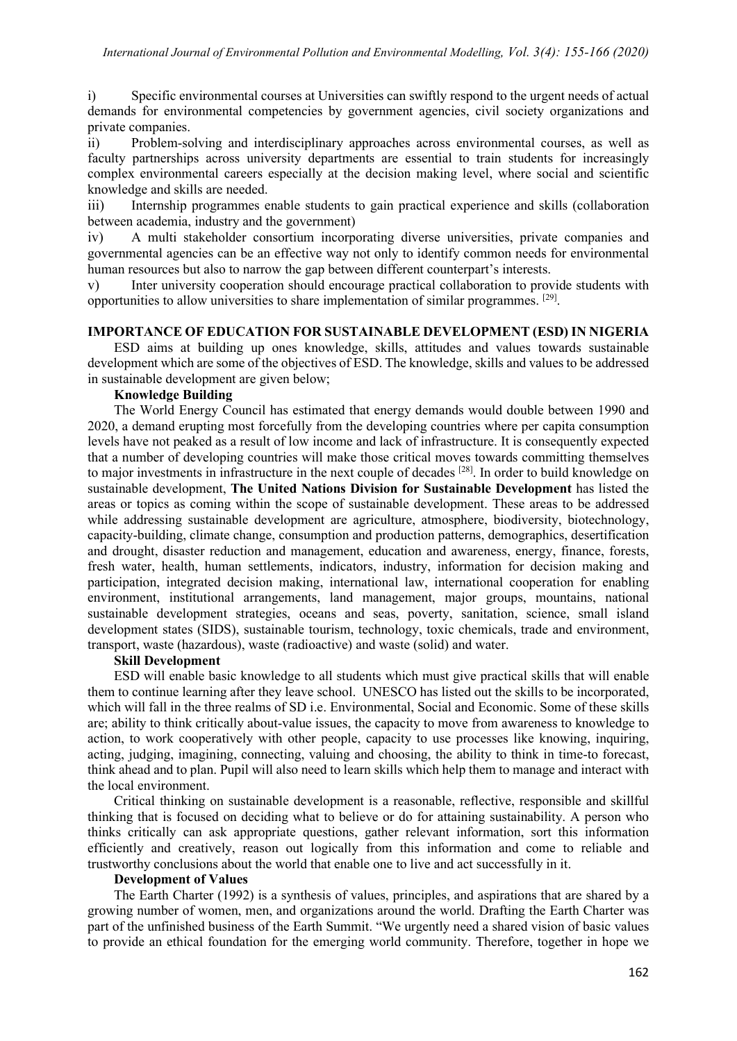i) Specific environmental courses at Universities can swiftly respond to the urgent needs of actual demands for environmental competencies by government agencies, civil society organizations and private companies.

ii) Problem-solving and interdisciplinary approaches across environmental courses, as well as faculty partnerships across university departments are essential to train students for increasingly complex environmental careers especially at the decision making level, where social and scientific knowledge and skills are needed.

iii) Internship programmes enable students to gain practical experience and skills (collaboration between academia, industry and the government)

iv) A multi stakeholder consortium incorporating diverse universities, private companies and governmental agencies can be an effective way not only to identify common needs for environmental human resources but also to narrow the gap between different counterpart's interests.

v) Inter university cooperation should encourage practical collaboration to provide students with opportunities to allow universities to share implementation of similar programmes. [29].

## IMPORTANCE OF EDUCATION FOR SUSTAINABLE DEVELOPMENT (ESD) IN NIGERIA

ESD aims at building up ones knowledge, skills, attitudes and values towards sustainable development which are some of the objectives of ESD. The knowledge, skills and values to be addressed in sustainable development are given below;

### Knowledge Building

The World Energy Council has estimated that energy demands would double between 1990 and 2020, a demand erupting most forcefully from the developing countries where per capita consumption levels have not peaked as a result of low income and lack of infrastructure. It is consequently expected that a number of developing countries will make those critical moves towards committing themselves to major investments in infrastructure in the next couple of decades [28]. In order to build knowledge on sustainable development, **The United Nations Division for Sustainable Development** has listed the areas or topics as coming within the scope of sustainable development. These areas to be addressed while addressing sustainable development are agriculture, atmosphere, biodiversity, biotechnology, capacity-building, climate change, consumption and production patterns, demographics, desertification and drought, disaster reduction and management, education and awareness, energy, finance, forests, fresh water, health, human settlements, indicators, industry, information for decision making and participation, integrated decision making, international law, international cooperation for enabling environment, institutional arrangements, land management, major groups, mountains, national sustainable development strategies, oceans and seas, poverty, sanitation, science, small island development states (SIDS), sustainable tourism, technology, toxic chemicals, trade and environment, transport, waste (hazardous), waste (radioactive) and waste (solid) and water.

### Skill Development

ESD will enable basic knowledge to all students which must give practical skills that will enable them to continue learning after they leave school. UNESCO has listed out the skills to be incorporated, which will fall in the three realms of SD i.e. Environmental, Social and Economic. Some of these skills are; ability to think critically about-value issues, the capacity to move from awareness to knowledge to action, to work cooperatively with other people, capacity to use processes like knowing, inquiring, acting, judging, imagining, connecting, valuing and choosing, the ability to think in time-to forecast, think ahead and to plan. Pupil will also need to learn skills which help them to manage and interact with the local environment.

Critical thinking on sustainable development is a reasonable, reflective, responsible and skillful thinking that is focused on deciding what to believe or do for attaining sustainability. A person who thinks critically can ask appropriate questions, gather relevant information, sort this information efficiently and creatively, reason out logically from this information and come to reliable and trustworthy conclusions about the world that enable one to live and act successfully in it.

### Development of Values

The Earth Charter (1992) is a synthesis of values, principles, and aspirations that are shared by a growing number of women, men, and organizations around the world. Drafting the Earth Charter was part of the unfinished business of the Earth Summit. "We urgently need a shared vision of basic values to provide an ethical foundation for the emerging world community. Therefore, together in hope we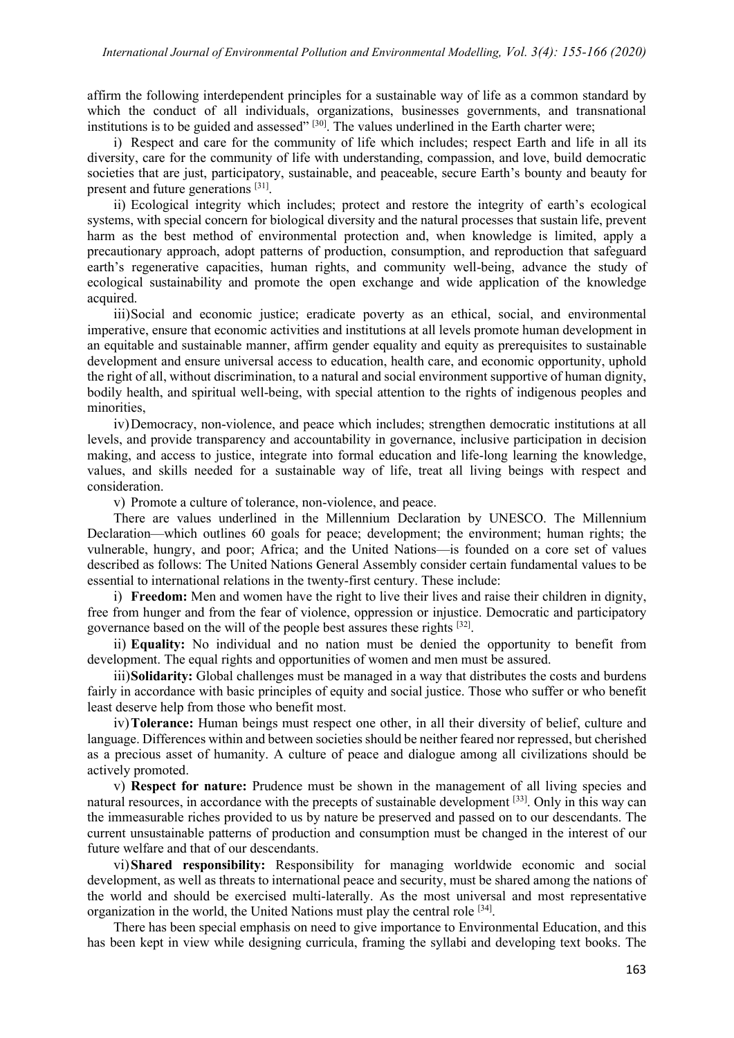affirm the following interdependent principles for a sustainable way of life as a common standard by which the conduct of all individuals, organizations, businesses governments, and transnational institutions is to be guided and assessed" [30]. The values underlined in the Earth charter were;

i) Respect and care for the community of life which includes; respect Earth and life in all its diversity, care for the community of life with understanding, compassion, and love, build democratic societies that are just, participatory, sustainable, and peaceable, secure Earth's bounty and beauty for present and future generations [31].

ii) Ecological integrity which includes; protect and restore the integrity of earth's ecological systems, with special concern for biological diversity and the natural processes that sustain life, prevent harm as the best method of environmental protection and, when knowledge is limited, apply a precautionary approach, adopt patterns of production, consumption, and reproduction that safeguard earth's regenerative capacities, human rights, and community well-being, advance the study of ecological sustainability and promote the open exchange and wide application of the knowledge acquired.

iii) Social and economic justice; eradicate poverty as an ethical, social, and environmental imperative, ensure that economic activities and institutions at all levels promote human development in an equitable and sustainable manner, affirm gender equality and equity as prerequisites to sustainable development and ensure universal access to education, health care, and economic opportunity, uphold the right of all, without discrimination, to a natural and social environment supportive of human dignity, bodily health, and spiritual well-being, with special attention to the rights of indigenous peoples and minorities,

iv) Democracy, non-violence, and peace which includes; strengthen democratic institutions at all levels, and provide transparency and accountability in governance, inclusive participation in decision making, and access to justice, integrate into formal education and life-long learning the knowledge, values, and skills needed for a sustainable way of life, treat all living beings with respect and consideration.

v) Promote a culture of tolerance, non-violence, and peace.

There are values underlined in the Millennium Declaration by UNESCO. The Millennium Declaration—which outlines 60 goals for peace; development; the environment; human rights; the vulnerable, hungry, and poor; Africa; and the United Nations—is founded on a core set of values described as follows: The United Nations General Assembly consider certain fundamental values to be essential to international relations in the twenty-first century. These include:

i) **Freedom:** Men and women have the right to live their lives and raise their children in dignity, free from hunger and from the fear of violence, oppression or injustice. Democratic and participatory governance based on the will of the people best assures these rights [32].

ii) **Equality:** No individual and no nation must be denied the opportunity to benefit from development. The equal rights and opportunities of women and men must be assured.

iii) **Solidarity:** Global challenges must be managed in a way that distributes the costs and burdens fairly in accordance with basic principles of equity and social justice. Those who suffer or who benefit least deserve help from those who benefit most.

iv) **Tolerance:** Human beings must respect one other, in all their diversity of belief, culture and language. Differences within and between societies should be neither feared nor repressed, but cherished as a precious asset of humanity. A culture of peace and dialogue among all civilizations should be actively promoted.

v) **Respect for nature:** Prudence must be shown in the management of all living species and natural resources, in accordance with the precepts of sustainable development [33]. Only in this way can the immeasurable riches provided to us by nature be preserved and passed on to our descendants. The current unsustainable patterns of production and consumption must be changed in the interest of our future welfare and that of our descendants.

vi) **Shared responsibility:** Responsibility for managing worldwide economic and social development, as well as threats to international peace and security, must be shared among the nations of the world and should be exercised multi-laterally. As the most universal and most representative organization in the world, the United Nations must play the central role [34].

There has been special emphasis on need to give importance to Environmental Education, and this has been kept in view while designing curricula, framing the syllabi and developing text books. The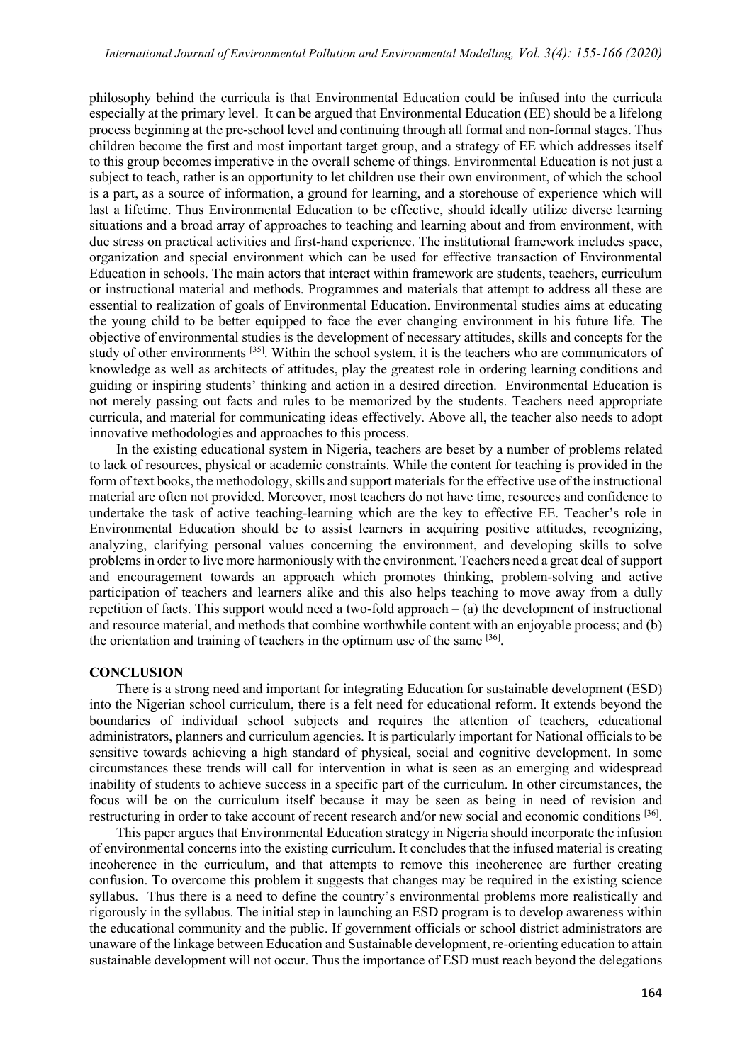philosophy behind the curricula is that Environmental Education could be infused into the curricula especially at the primary level. It can be argued that Environmental Education (EE) should be a lifelong process beginning at the pre-school level and continuing through all formal and non-formal stages. Thus children become the first and most important target group, and a strategy of EE which addresses itself to this group becomes imperative in the overall scheme of things. Environmental Education is not just a subject to teach, rather is an opportunity to let children use their own environment, of which the school is a part, as a source of information, a ground for learning, and a storehouse of experience which will last a lifetime. Thus Environmental Education to be effective, should ideally utilize diverse learning situations and a broad array of approaches to teaching and learning about and from environment, with due stress on practical activities and first-hand experience. The institutional framework includes space, organization and special environment which can be used for effective transaction of Environmental Education in schools. The main actors that interact within framework are students, teachers, curriculum or instructional material and methods. Programmes and materials that attempt to address all these are essential to realization of goals of Environmental Education. Environmental studies aims at educating the young child to be better equipped to face the ever changing environment in his future life. The objective of environmental studies is the development of necessary attitudes, skills and concepts for the study of other environments [35]. Within the school system, it is the teachers who are communicators of knowledge as well as architects of attitudes, play the greatest role in ordering learning conditions and guiding or inspiring students' thinking and action in a desired direction. Environmental Education is not merely passing out facts and rules to be memorized by the students. Teachers need appropriate curricula, and material for communicating ideas effectively. Above all, the teacher also needs to adopt innovative methodologies and approaches to this process.

In the existing educational system in Nigeria, teachers are beset by a number of problems related to lack of resources, physical or academic constraints. While the content for teaching is provided in the form of text books, the methodology, skills and support materials for the effective use of the instructional material are often not provided. Moreover, most teachers do not have time, resources and confidence to undertake the task of active teaching-learning which are the key to effective EE. Teacher's role in Environmental Education should be to assist learners in acquiring positive attitudes, recognizing, analyzing, clarifying personal values concerning the environment, and developing skills to solve problems in order to live more harmoniously with the environment. Teachers need a great deal of support and encouragement towards an approach which promotes thinking, problem-solving and active participation of teachers and learners alike and this also helps teaching to move away from a dully repetition of facts. This support would need a two-fold approach – (a) the development of instructional and resource material, and methods that combine worthwhile content with an enjoyable process; and (b) the orientation and training of teachers in the optimum use of the same [36].

## CONCLUSION

There is a strong need and important for integrating Education for sustainable development (ESD) into the Nigerian school curriculum, there is a felt need for educational reform. It extends beyond the boundaries of individual school subjects and requires the attention of teachers, educational administrators, planners and curriculum agencies. It is particularly important for National officials to be sensitive towards achieving a high standard of physical, social and cognitive development. In some circumstances these trends will call for intervention in what is seen as an emerging and widespread inability of students to achieve success in a specific part of the curriculum. In other circumstances, the focus will be on the curriculum itself because it may be seen as being in need of revision and restructuring in order to take account of recent research and/or new social and economic conditions [36].

This paper argues that Environmental Education strategy in Nigeria should incorporate the infusion of environmental concerns into the existing curriculum. It concludes that the infused material is creating incoherence in the curriculum, and that attempts to remove this incoherence are further creating confusion. To overcome this problem it suggests that changes may be required in the existing science syllabus. Thus there is a need to define the country's environmental problems more realistically and rigorously in the syllabus. The initial step in launching an ESD program is to develop awareness within the educational community and the public. If government officials or school district administrators are unaware of the linkage between Education and Sustainable development, re-orienting education to attain sustainable development will not occur. Thus the importance of ESD must reach beyond the delegations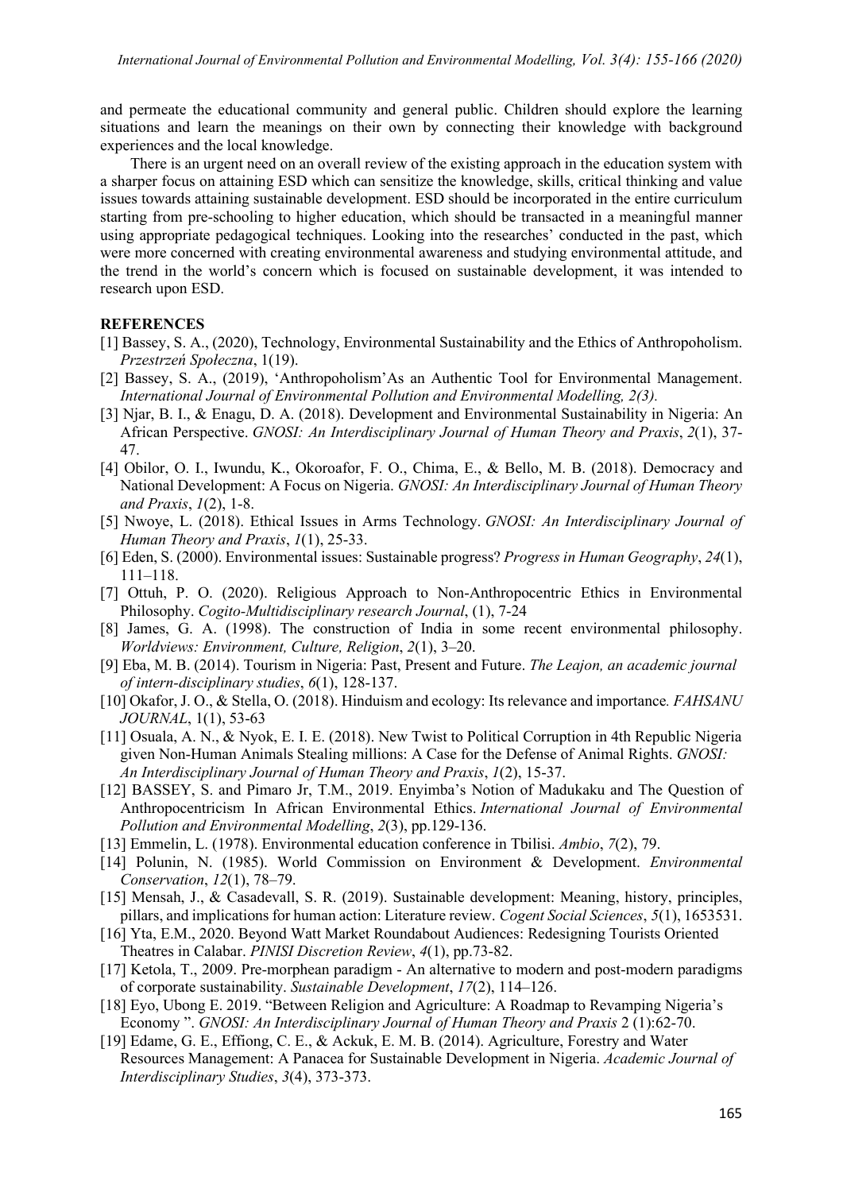and permeate the educational community and general public. Children should explore the learning situations and learn the meanings on their own by connecting their knowledge with background experiences and the local knowledge.

There is an urgent need on an overall review of the existing approach in the education system with a sharper focus on attaining ESD which can sensitize the knowledge, skills, critical thinking and value issues towards attaining sustainable development. ESD should be incorporated in the entire curriculum starting from pre-schooling to higher education, which should be transacted in a meaningful manner using appropriate pedagogical techniques. Looking into the researches' conducted in the past, which were more concerned with creating environmental awareness and studying environmental attitude, and the trend in the world's concern which is focused on sustainable development, it was intended to research upon ESD.

**REFERENCES**

[1] Bassey, S. A., (2020), Technology, Environmental Sustainability and the Ethics of Anthropoholism. *Przestrzeń Społeczna*, 1(19).

[2] Bassey, S. A., (2019), 'Anthropoholism'As an Authentic Tool for Environmental Management. *International Journal of Environmental Pollution and Environmental Modelling, 2(3).*

[3] Njar, B. I., & Enagu, D. A. (2018). Development and Environmental Sustainability in Nigeria: An African Perspective. *GNOSI: An Interdisciplinary Journal of Human Theory and Praxis*, *2*(1), 37-47.

[4] Obilor, O. I., Iwundu, K., Okoroafor, F. O., Chima, E., & Bello, M. B. (2018). Democracy and National Development: A Focus on Nigeria. *GNOSI: An Interdisciplinary Journal of Human Theory and Praxis*, *1*(2), 1-8.

[5] Nwoye, L. (2018). Ethical Issues in Arms Technology. *GNOSI: An Interdisciplinary Journal of Human Theory and Praxis*, *1*(1), 25-33.

[6] Eden, S. (2000). Environmental issues: Sustainable progress? *Progress in Human Geography*, *24*(1), 111–118.

[7] Ottuh, P. O. (2020). Religious Approach to Non-Anthropocentric Ethics in Environmental Philosophy. *Cogito-Multidisciplinary research Journal*, (1), 7-24

[8] James, G. A. (1998). The construction of India in some recent environmental philosophy. *Worldviews: Environment, Culture, Religion*, *2*(1), 3–20.

[9] Eba, M. B. (2014). Tourism in Nigeria: Past, Present and Future. *The Leajon, an academic journal of intern-disciplinary studies*, *6*(1), 128-137.

[10] Okafor, J. O., & Stella, O. (2018). Hinduism and ecology: Its relevance and importance*. FAHSANU JOURNAL*, 1(1), 53-63

[11] Osuala, A. N., & Nyok, E. I. E. (2018). New Twist to Political Corruption in 4th Republic Nigeria given Non-Human Animals Stealing millions: A Case for the Defense of Animal Rights. *GNOSI: An Interdisciplinary Journal of Human Theory and Praxis*, *1*(2), 15-37.

[12] BASSEY, S. and Pimaro Jr, T.M., 2019. Enyimba's Notion of Madukaku and The Question of Anthropocentricism In African Environmental Ethics. *International Journal of Environmental Pollution and Environmental Modelling*, *2*(3), pp.129-136.

[13] Emmelin, L. (1978). Environmental education conference in Tbilisi. *Ambio*, *7*(2), 79.

[14] Polunin, N. (1985). World Commission on Environment & Development. *Environmental Conservation*, *12*(1), 78–79.

[15] Mensah, J., & Casadevall, S. R. (2019). Sustainable development: Meaning, history, principles, pillars, and implications for human action: Literature review. *Cogent Social Sciences*, *5*(1), 1653531.

[16] Yta, E.M., 2020. Beyond Watt Market Roundabout Audiences: Redesigning Tourists Oriented Theatres in Calabar. *PINISI Discretion Review*, *4*(1), pp.73-82.

[17] Ketola, T., 2009. Pre-morphean paradigm - An alternative to modern and post-modern paradigms of corporate sustainability. *Sustainable Development*, *17*(2), 114–126.

[18] Eyo, Ubong E. 2019. "Between Religion and Agriculture: A Roadmap to Revamping Nigeria's Economy ". *GNOSI: An Interdisciplinary Journal of Human Theory and Praxis* 2 (1):62-70.

[19] Edame, G. E., Effiong, C. E., & Ackuk, E. M. B. (2014). Agriculture, Forestry and Water Resources Management: A Panacea for Sustainable Development in Nigeria. *Academic Journal of Interdisciplinary Studies*, *3*(4), 373-373.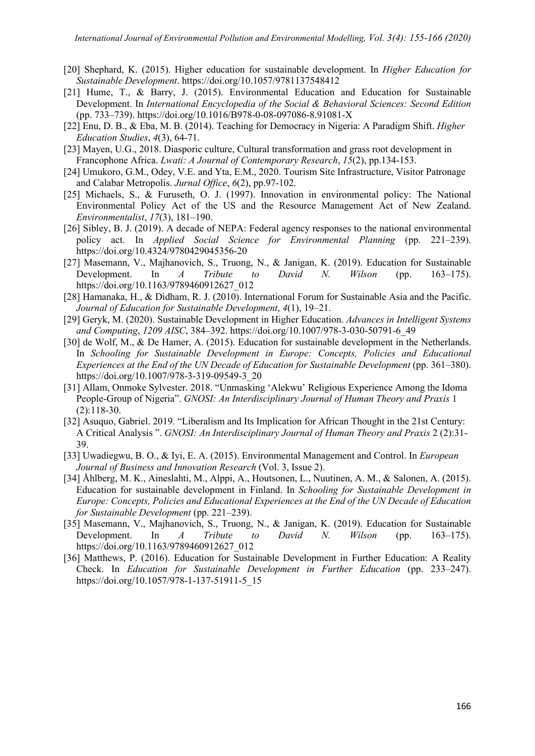[20] Shephard, K. (2015). Higher education for sustainable development. In *Higher Education for Sustainable Development*. https://doi.org/10.1057/9781137548412

[21] Hume, T., & Barry, J. (2015). Environmental Education and Education for Sustainable Development. In *International Encyclopedia of the Social & Behavioral Sciences: Second Edition* (pp. 733–739). https://doi.org/10.1016/B978-0-08-097086-8.91081-X

[22] Enu, D. B., & Eba, M. B. (2014). Teaching for Democracy in Nigeria: A Paradigm Shift. *Higher Education Studies*, *4*(3), 64-71.

[23] Mayen, U.G., 2018. Diasporic culture, Cultural transformation and grass root development in Francophone Africa. *Lwati: A Journal of Contemporary Research*, *15*(2), pp.134-153.

[24] Umukoro, G.M., Odey, V.E. and Yta, E.M., 2020. Tourism Site Infrastructure, Visitor Patronage and Calabar Metropolis. *Jurnal Office*, *6*(2), pp.97-102.

[25] Michaels, S., & Furuseth, O. J. (1997). Innovation in environmental policy: The National Environmental Policy Act of the US and the Resource Management Act of New Zealand. *Environmentalist*, *17*(3), 181–190.

[26] Sibley, B. J. (2019). A decade of NEPA: Federal agency responses to the national environmental policy act. In *Applied Social Science for Environmental Planning* (pp. 221–239). https://doi.org/10.4324/9780429045356-20

[27] Masemann, V., Majhanovich, S., Truong, N., & Janigan, K. (2019). Education for Sustainable Development. In *A Tribute to David N. Wilson* (pp. 163–175). https://doi.org/10.1163/9789460912627_012

[28] Hamanaka, H., & Didham, R. J. (2010). International Forum for Sustainable Asia and the Pacific. *Journal of Education for Sustainable Development*, *4*(1), 19–21.

[29] Geryk, M. (2020). Sustainable Development in Higher Education. *Advances in Intelligent Systems and Computing*, *1209 AISC*, 384–392. https://doi.org/10.1007/978-3-030-50791-6_49

[30] de Wolf, M., & De Hamer, A. (2015). Education for sustainable development in the Netherlands. In *Schooling for Sustainable Development in Europe: Concepts, Policies and Educational Experiences at the End of the UN Decade of Education for Sustainable Development* (pp. 361–380). https://doi.org/10.1007/978-3-319-09549-3_20

[31] Allam, Onmoke Sylvester. 2018. "Unmasking 'Alekwu' Religious Experience Among the Idoma People-Group of Nigeria". *GNOSI: An Interdisciplinary Journal of Human Theory and Praxis* 1 (2):118-30.

[32] Asuquo, Gabriel. 2019. "Liberalism and Its Implication for African Thought in the 21st Century: A Critical Analysis ". *GNOSI: An Interdisciplinary Journal of Human Theory and Praxis* 2 (2):31-39.

[33] Uwadiegwu, B. O., & Iyi, E. A. (2015). Environmental Management and Control. In *European Journal of Business and Innovation Research* (Vol. 3, Issue 2).

[34] Åhlberg, M. K., Aineslahti, M., Alppi, A., Houtsonen, L., Nuutinen, A. M., & Salonen, A. (2015). Education for sustainable development in Finland. In *Schooling for Sustainable Development in Europe: Concepts, Policies and Educational Experiences at the End of the UN Decade of Education for Sustainable Development* (pp. 221–239).

[35] Masemann, V., Majhanovich, S., Truong, N., & Janigan, K. (2019). Education for Sustainable Development. In *A Tribute to David N. Wilson* (pp. 163–175). https://doi.org/10.1163/9789460912627_012

[36] Matthews, P. (2016). Education for Sustainable Development in Further Education: A Reality Check. In *Education for Sustainable Development in Further Education* (pp. 233–247). https://doi.org/10.1057/978-1-137-51911-5_15